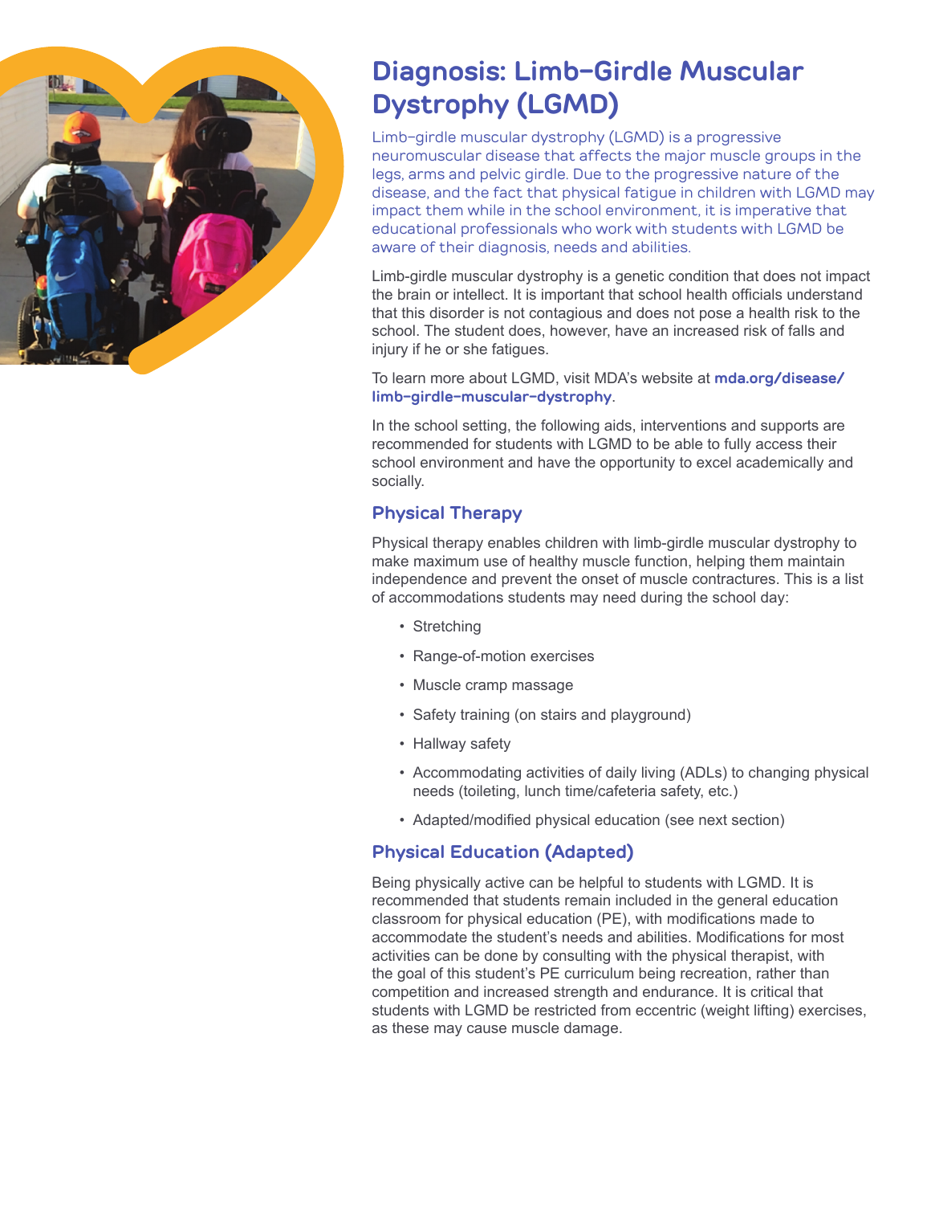# Diagnosis: Limb-Girdle Muscular Dystrophy (LGMD)

Limb-girdle muscular dystrophy (LGMD) is a progressive neuromuscular disease that affects the major muscle groups in the legs, arms and pelvic girdle. Due to the progressive nature of the disease, and the fact that physical fatigue in children with LGMD may impact them while in the school environment, it is imperative that educational professionals who work with students with LGMD be aware of their diagnosis, needs and abilities.

Limb-girdle muscular dystrophy is a genetic condition that does not impact the brain or intellect. It is important that school health officials understand that this disorder is not contagious and does not pose a health risk to the school. The student does, however, have an increased risk of falls and injury if he or she fatigues.

To learn more about LGMD, visit MDA's website at **mda.org/disease/limb-girdle-muscular-dystrophy**.

In the school setting, the following aids, interventions and supports are recommended for students with LGMD to be able to fully access their school environment and have the opportunity to excel academically and socially.

## Physical Therapy

Physical therapy enables children with limb-girdle muscular dystrophy to make maximum use of healthy muscle function, helping them maintain independence and prevent the onset of muscle contractures. This is a list of accommodations students may need during the school day:

- Stretching
- Range-of-motion exercises
- Muscle cramp massage
- Safety training (on stairs and playground)
- Hallway safety
- Accommodating activities of daily living (ADLs) to changing physical needs (toileting, lunch time/cafeteria safety, etc.)
- Adapted/modified physical education (see next section)

## Physical Education (Adapted)

Being physically active can be helpful to students with LGMD. It is recommended that students remain included in the general education classroom for physical education (PE), with modifications made to accommodate the student's needs and abilities. Modifications for most activities can be done by consulting with the physical therapist, with the goal of this student's PE curriculum being recreation, rather than competition and increased strength and endurance. It is critical that students with LGMD be restricted from eccentric (weight lifting) exercises, as these may cause muscle damage.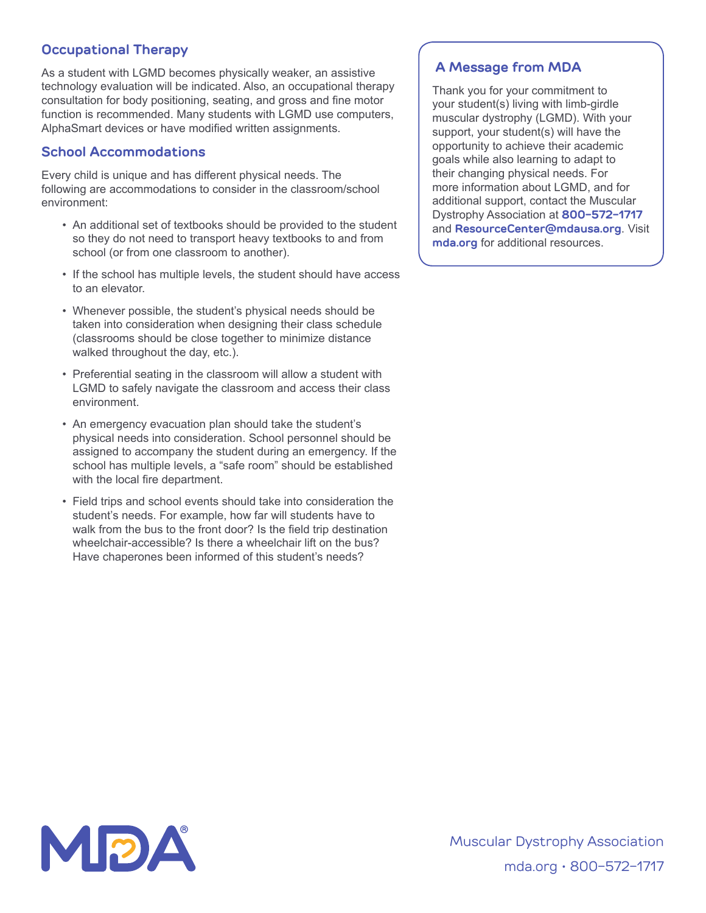## Occupational Therapy

As a student with LGMD becomes physically weaker, an assistive technology evaluation will be indicated. Also, an occupational therapy consultation for body positioning, seating, and gross and fine motor function is recommended. Many students with LGMD use computers, AlphaSmart devices or have modified written assignments.

## School Accommodations

Every child is unique and has different physical needs. The following are accommodations to consider in the classroom/school environment:

- An additional set of textbooks should be provided to the student so they do not need to transport heavy textbooks to and from school (or from one classroom to another).
- If the school has multiple levels, the student should have access to an elevator.
- Whenever possible, the student's physical needs should be taken into consideration when designing their class schedule (classrooms should be close together to minimize distance walked throughout the day, etc.).
- Preferential seating in the classroom will allow a student with LGMD to safely navigate the classroom and access their class environment.
- An emergency evacuation plan should take the student's physical needs into consideration. School personnel should be assigned to accompany the student during an emergency. If the school has multiple levels, a "safe room" should be established with the local fire department.
- Field trips and school events should take into consideration the student's needs. For example, how far will students have to walk from the bus to the front door? Is the field trip destination wheelchair-accessible? Is there a wheelchair lift on the bus? Have chaperones been informed of this student's needs?

## A Message from MDA

Thank you for your commitment to your student(s) living with limb-girdle muscular dystrophy (LGMD). With your support, your student(s) will have the opportunity to achieve their academic goals while also learning to adapt to their changing physical needs. For more information about LGMD, and for additional support, contact the Muscular Dystrophy Association at **800-572-1717** and **ResourceCenter@mdausa.org**. Visit **mda.org** for additional resources.

MDA®

Muscular Dystrophy Association

mda.org • 800-572-1717